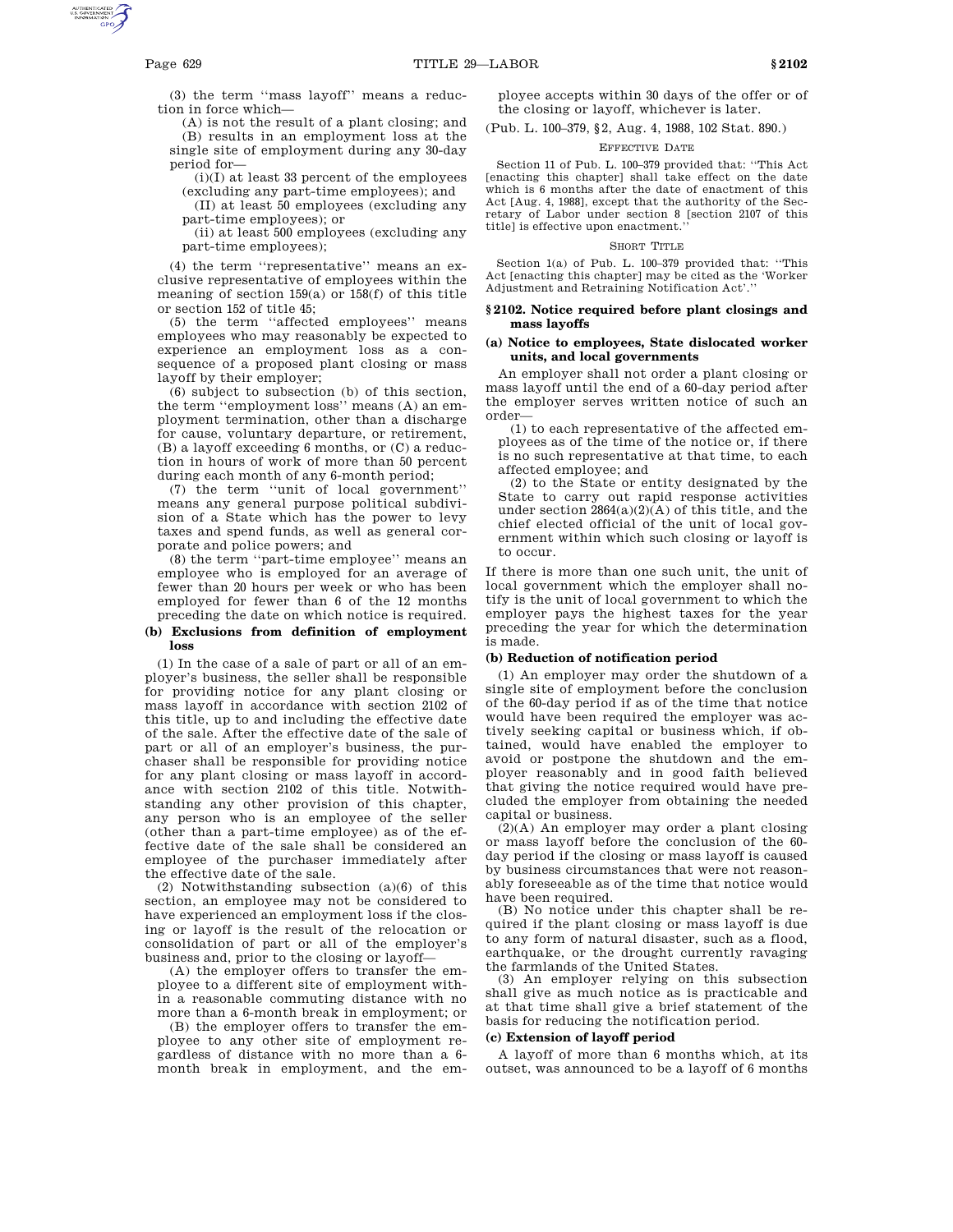(3) the term ''mass layoff'' means a reduction in force which—

(A) is not the result of a plant closing; and

(B) results in an employment loss at the single site of employment during any 30-day period for—

(i)(I) at least 33 percent of the employees (excluding any part-time employees); and

(II) at least 50 employees (excluding any part-time employees); or

(ii) at least 500 employees (excluding any part-time employees);

(4) the term ''representative'' means an exclusive representative of employees within the meaning of section 159(a) or 158(f) of this title or section 152 of title 45;

(5) the term ''affected employees'' means employees who may reasonably be expected to experience an employment loss as a consequence of a proposed plant closing or mass layoff by their employer;

(6) subject to subsection (b) of this section, the term ''employment loss'' means (A) an employment termination, other than a discharge for cause, voluntary departure, or retirement, (B) a layoff exceeding 6 months, or (C) a reduction in hours of work of more than 50 percent during each month of any 6-month period;

(7) the term ''unit of local government'' means any general purpose political subdivision of a State which has the power to levy taxes and spend funds, as well as general corporate and police powers; and

(8) the term ''part-time employee'' means an employee who is employed for an average of fewer than 20 hours per week or who has been employed for fewer than 6 of the 12 months preceding the date on which notice is required.

**(b) Exclusions from definition of employment loss**

(1) In the case of a sale of part or all of an employer's business, the seller shall be responsible for providing notice for any plant closing or mass layoff in accordance with section 2102 of this title, up to and including the effective date of the sale. After the effective date of the sale of part or all of an employer's business, the purchaser shall be responsible for providing notice for any plant closing or mass layoff in accordance with section 2102 of this title. Notwithstanding any other provision of this chapter, any person who is an employee of the seller (other than a part-time employee) as of the effective date of the sale shall be considered an employee of the purchaser immediately after the effective date of the sale.

(2) Notwithstanding subsection (a)(6) of this section, an employee may not be considered to have experienced an employment loss if the closing or layoff is the result of the relocation or consolidation of part or all of the employer's business and, prior to the closing or layoff—

(A) the employer offers to transfer the employee to a different site of employment within a reasonable commuting distance with no more than a 6-month break in employment; or

(B) the employer offers to transfer the employee to any other site of employment regardless of distance with no more than a 6-month break in employment, and the employee accepts within 30 days of the offer or of the closing or layoff, whichever is later.

(Pub. L. 100–379, §2, Aug. 4, 1988, 102 Stat. 890.)

EFFECTIVE DATE

Section 11 of Pub. L. 100–379 provided that: ''This Act [enacting this chapter] shall take effect on the date which is 6 months after the date of enactment of this Act [Aug. 4, 1988], except that the authority of the Secretary of Labor under section 8 [section 2107 of this title] is effective upon enactment.''

SHORT TITLE

Section 1(a) of Pub. L. 100–379 provided that: ''This Act [enacting this chapter] may be cited as the 'Worker Adjustment and Retraining Notification Act'.''

## §2102. Notice required before plant closings and mass layoffs

**(a) Notice to employees, State dislocated worker units, and local governments**

An employer shall not order a plant closing or mass layoff until the end of a 60-day period after the employer serves written notice of such an order—

(1) to each representative of the affected employees as of the time of the notice or, if there is no such representative at that time, to each affected employee; and

(2) to the State or entity designated by the State to carry out rapid response activities under section 2864(a)(2)(A) of this title, and the chief elected official of the unit of local government within which such closing or layoff is to occur.

If there is more than one such unit, the unit of local government which the employer shall notify is the unit of local government to which the employer pays the highest taxes for the year preceding the year for which the determination is made.

**(b) Reduction of notification period**

(1) An employer may order the shutdown of a single site of employment before the conclusion of the 60-day period if as of the time that notice would have been required the employer was actively seeking capital or business which, if obtained, would have enabled the employer to avoid or postpone the shutdown and the employer reasonably and in good faith believed that giving the notice required would have precluded the employer from obtaining the needed capital or business.

(2)(A) An employer may order a plant closing or mass layoff before the conclusion of the 60-day period if the closing or mass layoff is caused by business circumstances that were not reasonably foreseeable as of the time that notice would have been required.

(B) No notice under this chapter shall be required if the plant closing or mass layoff is due to any form of natural disaster, such as a flood, earthquake, or the drought currently ravaging the farmlands of the United States.

(3) An employer relying on this subsection shall give as much notice as is practicable and at that time shall give a brief statement of the basis for reducing the notification period.

**(c) Extension of layoff period**

A layoff of more than 6 months which, at its outset, was announced to be a layoff of 6 months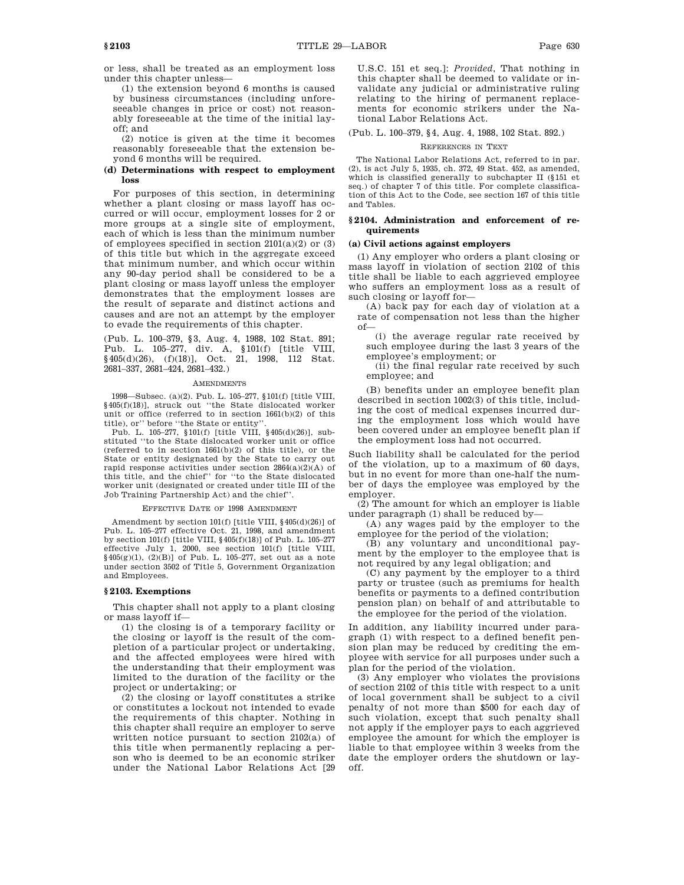or less, shall be treated as an employment loss under this chapter unless—

(1) the extension beyond 6 months is caused by business circumstances (including unforeseeable changes in price or cost) not reasonably foreseeable at the time of the initial layoff; and

(2) notice is given at the time it becomes reasonably foreseeable that the extension beyond 6 months will be required.

**(d) Determinations with respect to employment loss**

For purposes of this section, in determining whether a plant closing or mass layoff has occurred or will occur, employment losses for 2 or more groups at a single site of employment, each of which is less than the minimum number of employees specified in section 2101(a)(2) or (3) of this title but which in the aggregate exceed that minimum number, and which occur within any 90-day period shall be considered to be a plant closing or mass layoff unless the employer demonstrates that the employment losses are the result of separate and distinct actions and causes and are not an attempt by the employer to evade the requirements of this chapter.

(Pub. L. 100–379, §3, Aug. 4, 1988, 102 Stat. 891; Pub. L. 105–277, div. A, §101(f) [title VIII, §405(d)(26), (f)(18)], Oct. 21, 1998, 112 Stat. 2681–337, 2681–424, 2681–432.)

AMENDMENTS

1998—Subsec. (a)(2). Pub. L. 105–277, §101(f) [title VIII, §405(f)(18)], struck out "the State dislocated worker unit or office (referred to in section 1661(b)(2) of this title), or" before "the State or entity".

Pub. L. 105–277, §101(f) [title VIII, §405(d)(26)], substituted "to the State dislocated worker unit or office (referred to in section 1661(b)(2) of this title), or the State or entity designated by the State to carry out rapid response activities under section 2864(a)(2)(A) of this title, and the chief" for "to the State dislocated worker unit (designated or created under title III of the Job Training Partnership Act) and the chief".

EFFECTIVE DATE OF 1998 AMENDMENT

Amendment by section 101(f) [title VIII, §405(d)(26)] of Pub. L. 105–277 effective Oct. 21, 1998, and amendment by section 101(f) [title VIII, §405(f)(18)] of Pub. L. 105–277 effective July 1, 2000, see section 101(f) [title VIII, §405(g)(1), (2)(B)] of Pub. L. 105–277, set out as a note under section 3502 of Title 5, Government Organization and Employees.

### §2103. Exemptions

This chapter shall not apply to a plant closing or mass layoff if—

(1) the closing is of a temporary facility or the closing or layoff is the result of the completion of a particular project or undertaking, and the affected employees were hired with the understanding that their employment was limited to the duration of the facility or the project or undertaking; or

(2) the closing or layoff constitutes a strike or constitutes a lockout not intended to evade the requirements of this chapter. Nothing in this chapter shall require an employer to serve written notice pursuant to section 2102(a) of this title when permanently replacing a person who is deemed to be an economic striker under the National Labor Relations Act [29 U.S.C. 151 et seq.]: *Provided*, That nothing in this chapter shall be deemed to validate or invalidate any judicial or administrative ruling relating to the hiring of permanent replacements for economic strikers under the National Labor Relations Act.

(Pub. L. 100–379, §4, Aug. 4, 1988, 102 Stat. 892.)

REFERENCES IN TEXT

The National Labor Relations Act, referred to in par. (2), is act July 5, 1935, ch. 372, 49 Stat. 452, as amended, which is classified generally to subchapter II (§151 et seq.) of chapter 7 of this title. For complete classification of this Act to the Code, see section 167 of this title and Tables.

### §2104. Administration and enforcement of requirements

**(a) Civil actions against employers**

(1) Any employer who orders a plant closing or mass layoff in violation of section 2102 of this title shall be liable to each aggrieved employee who suffers an employment loss as a result of such closing or layoff for—

(A) back pay for each day of violation at a rate of compensation not less than the higher of—

(i) the average regular rate received by such employee during the last 3 years of the employee's employment; or

(ii) the final regular rate received by such employee; and

(B) benefits under an employee benefit plan described in section 1002(3) of this title, including the cost of medical expenses incurred during the employment loss which would have been covered under an employee benefit plan if the employment loss had not occurred.

Such liability shall be calculated for the period of the violation, up to a maximum of 60 days, but in no event for more than one-half the number of days the employee was employed by the employer.

(2) The amount for which an employer is liable under paragraph (1) shall be reduced by—

(A) any wages paid by the employer to the employee for the period of the violation;

(B) any voluntary and unconditional payment by the employer to the employee that is not required by any legal obligation; and

(C) any payment by the employer to a third party or trustee (such as premiums for health benefits or payments to a defined contribution pension plan) on behalf of and attributable to the employee for the period of the violation.

In addition, any liability incurred under paragraph (1) with respect to a defined benefit pension plan may be reduced by crediting the employee with service for all purposes under such a plan for the period of the violation.

(3) Any employer who violates the provisions of section 2102 of this title with respect to a unit of local government shall be subject to a civil penalty of not more than $500 for each day of such violation, except that such penalty shall not apply if the employer pays to each aggrieved employee the amount for which the employer is liable to that employee within 3 weeks from the date the employer orders the shutdown or layoff.